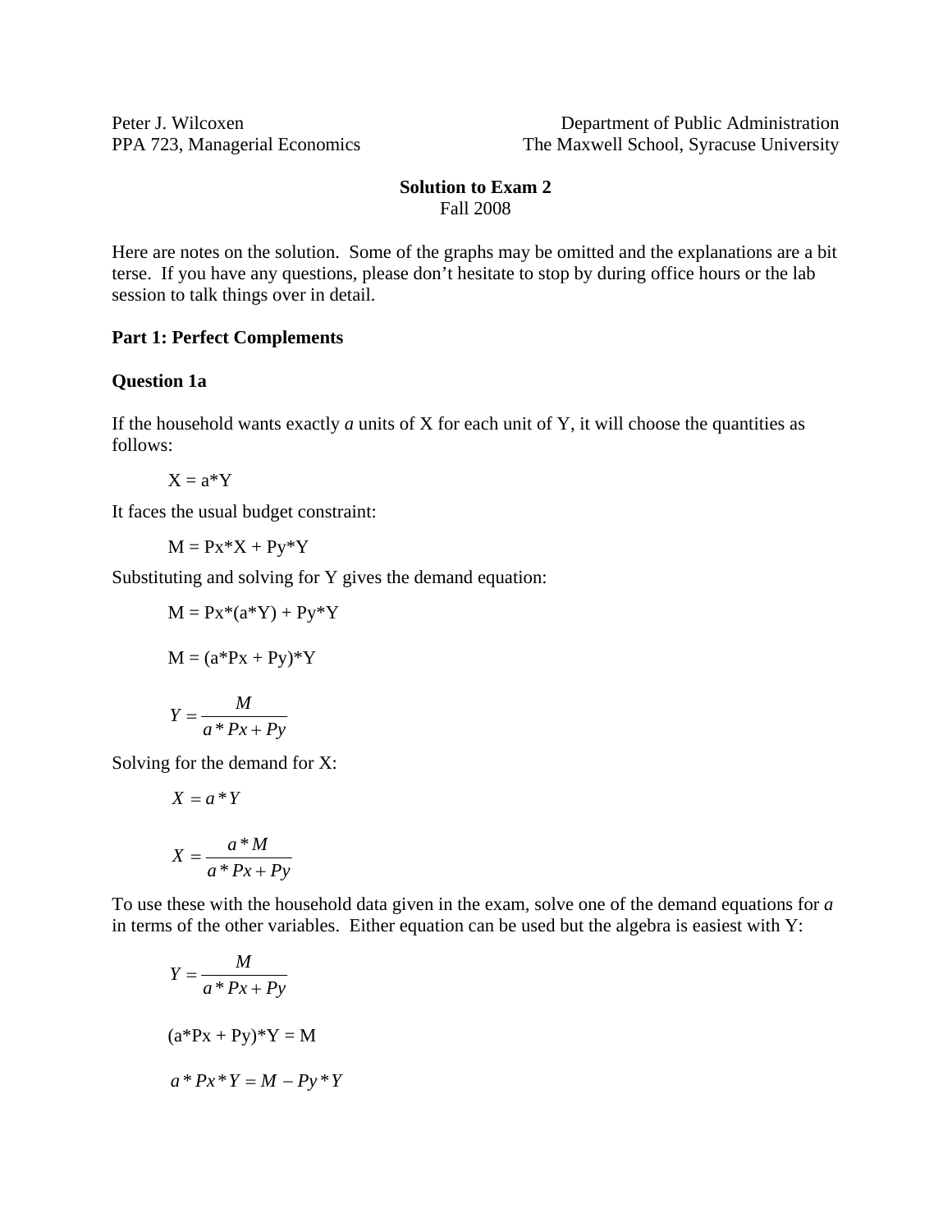Peter J. Wilcoxen
PPA 723, Managerial Economics

Department of Public Administration
The Maxwell School, Syracuse University

**Solution to Exam 2**
Fall 2008

Here are notes on the solution. Some of the graphs may be omitted and the explanations are a bit terse. If you have any questions, please don't hesitate to stop by during office hours or the lab session to talk things over in detail.

**Part 1: Perfect Complements**

**Question 1a**

If the household wants exactly *a* units of X for each unit of Y, it will choose the quantities as follows:

$$X = a*Y$$

It faces the usual budget constraint:

$$M = Px*X + Py*Y$$

Substituting and solving for Y gives the demand equation:

$$M = Px*(a*Y) + Py*Y$$

$$M = (a*Px + Py)*Y$$

$$Y = \frac{M}{a*Px + Py}$$

Solving for the demand for X:

$$X = a*Y$$

$$X = \frac{a*M}{a*Px + Py}$$

To use these with the household data given in the exam, solve one of the demand equations for *a* in terms of the other variables. Either equation can be used but the algebra is easiest with Y:

$$Y = \frac{M}{a*Px + Py}$$

$$(a*Px + Py)*Y = M$$

$$a*Px*Y = M - Py*Y$$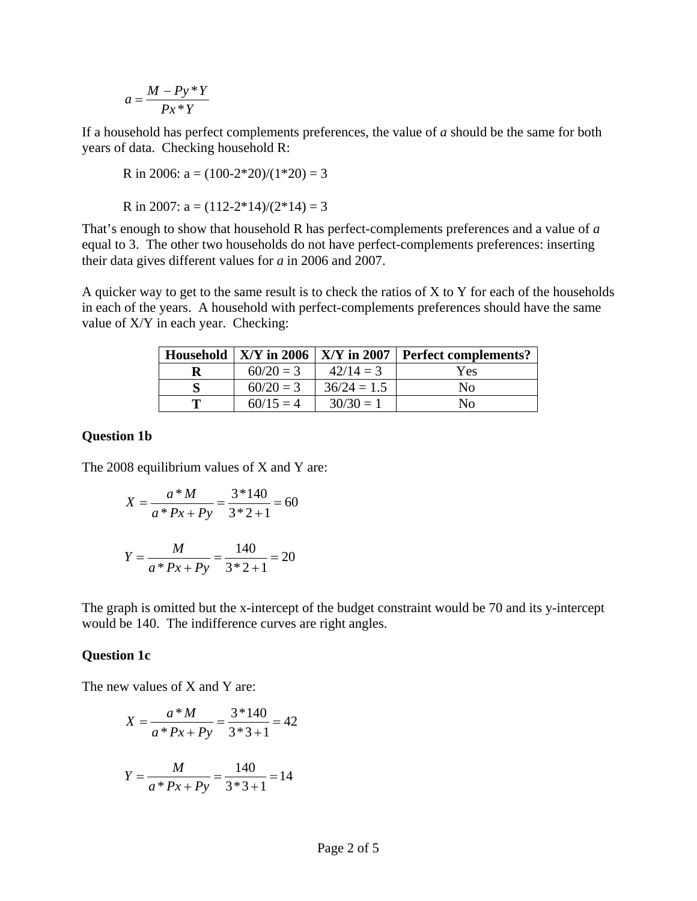$$a = \frac{M - Py*Y}{Px*Y}$$

If a household has perfect complements preferences, the value of *a* should be the same for both years of data. Checking household R:

R in 2006: a = (100-2*20)/(1*20) = 3

R in 2007: a = (112-2*14)/(2*14) = 3

That's enough to show that household R has perfect-complements preferences and a value of *a* equal to 3. The other two households do not have perfect-complements preferences: inserting their data gives different values for *a* in 2006 and 2007.

A quicker way to get to the same result is to check the ratios of X to Y for each of the households in each of the years. A household with perfect-complements preferences should have the same value of X/Y in each year. Checking:

| Household | X/Y in 2006 | X/Y in 2007 | Perfect complements? |
|---|---|---|---|
| **R** | 60/20 = 3 | 42/14 = 3 | Yes |
| **S** | 60/20 = 3 | 36/24 = 1.5 | No |
| **T** | 60/15 = 4 | 30/30 = 1 | No |

**Question 1b**

The 2008 equilibrium values of X and Y are:

$$X = \frac{a*M}{a*Px + Py} = \frac{3*140}{3*2+1} = 60$$

$$Y = \frac{M}{a*Px + Py} = \frac{140}{3*2+1} = 20$$

The graph is omitted but the x-intercept of the budget constraint would be 70 and its y-intercept would be 140. The indifference curves are right angles.

**Question 1c**

The new values of X and Y are:

$$X = \frac{a*M}{a*Px + Py} = \frac{3*140}{3*3+1} = 42$$

$$Y = \frac{M}{a*Px + Py} = \frac{140}{3*3+1} = 14$$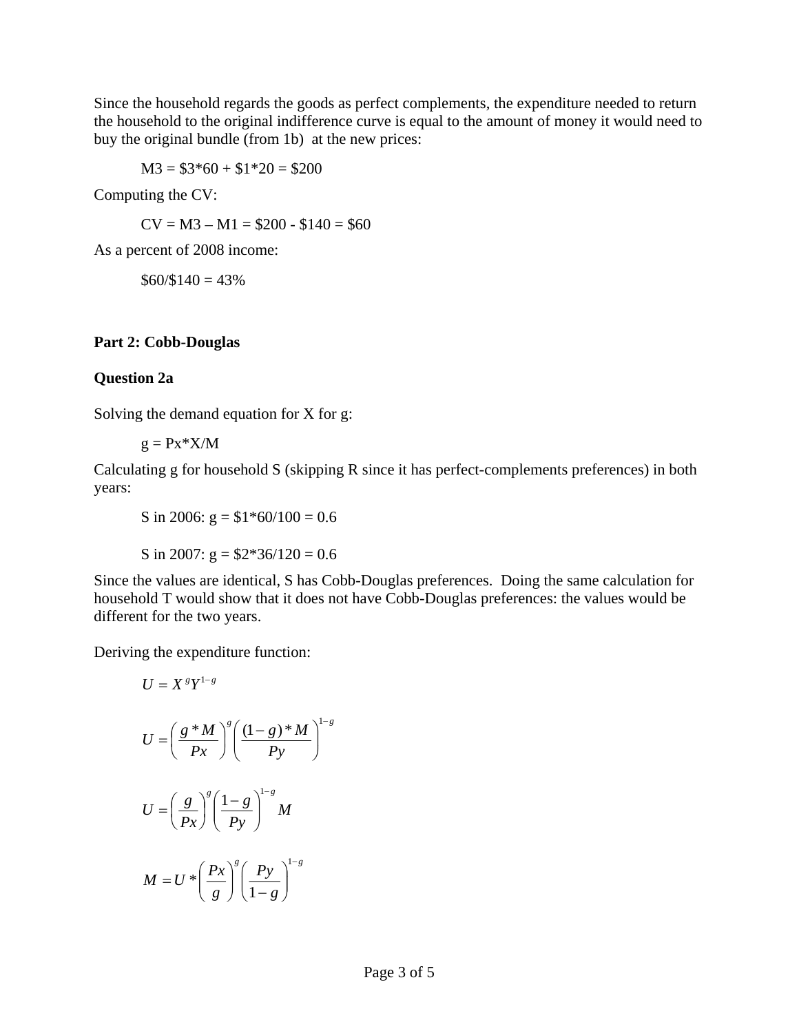Since the household regards the goods as perfect complements, the expenditure needed to return the household to the original indifference curve is equal to the amount of money it would need to buy the original bundle (from 1b) at the new prices:

M3 = $3*60 + $1*20 = $200

Computing the CV:

CV = M3 – M1 = $200 - $140 = $60

As a percent of 2008 income:

$60/$140 = 43%

**Part 2: Cobb-Douglas**

**Question 2a**

Solving the demand equation for X for g:

g = Px*X/M

Calculating g for household S (skipping R since it has perfect-complements preferences) in both years:

S in 2006: g = $1*60/100 = 0.6

S in 2007: g = $2*36/120 = 0.6

Since the values are identical, S has Cobb-Douglas preferences. Doing the same calculation for household T would show that it does not have Cobb-Douglas preferences: the values would be different for the two years.

Deriving the expenditure function:

$$U = X^{g} Y^{1-g}$$

$$U = \left( \frac{g * M}{Px} \right)^{g} \left( \frac{(1-g) * M}{Py} \right)^{1-g}$$

$$U = \left( \frac{g}{Px} \right)^{g} \left( \frac{1-g}{Py} \right)^{1-g} M$$

$$M = U * \left( \frac{Px}{g} \right)^{g} \left( \frac{Py}{1-g} \right)^{1-g}$$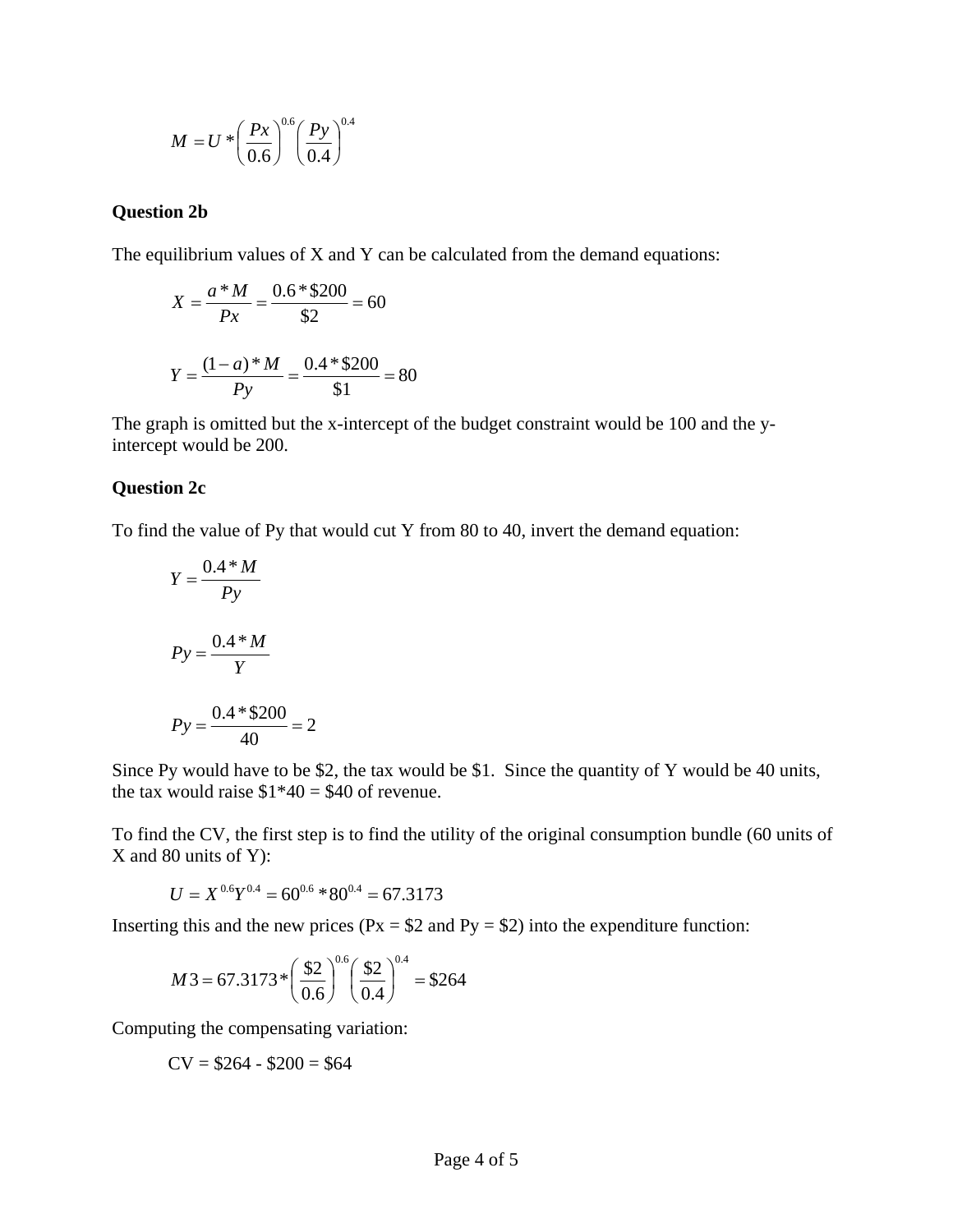$$M = U * \left(\frac{Px}{0.6}\right)^{0.6} \left(\frac{Py}{0.4}\right)^{0.4}$$

**Question 2b**

The equilibrium values of X and Y can be calculated from the demand equations:

$$X = \frac{a * M}{Px} = \frac{0.6 * \$200}{\$2} = 60$$

$$Y = \frac{(1-a) * M}{Py} = \frac{0.4 * \$200}{\$1} = 80$$

The graph is omitted but the x-intercept of the budget constraint would be 100 and the y-intercept would be 200.

**Question 2c**

To find the value of Py that would cut Y from 80 to 40, invert the demand equation:

$$Y = \frac{0.4 * M}{Py}$$

$$Py = \frac{0.4 * M}{Y}$$

$$Py = \frac{0.4 * \$200}{40} = 2$$

Since Py would have to be $2, the tax would be $1. Since the quantity of Y would be 40 units, the tax would raise $1*40 = $40 of revenue.

To find the CV, the first step is to find the utility of the original consumption bundle (60 units of X and 80 units of Y):

$$U = X^{0.6} Y^{0.4} = 60^{0.6} * 80^{0.4} = 67.3173$$

Inserting this and the new prices (Px = $2 and Py = $2) into the expenditure function:

$$M3 = 67.3173 * \left(\frac{\$2}{0.6}\right)^{0.6} \left(\frac{\$2}{0.4}\right)^{0.4} = \$264$$

Computing the compensating variation:

CV = $264 - $200 = $64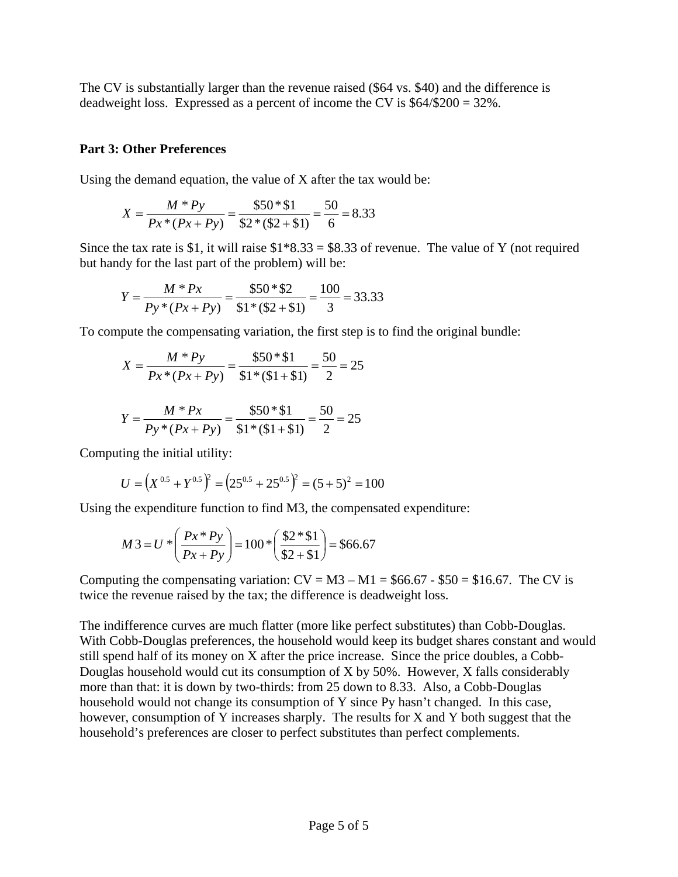The CV is substantially larger than the revenue raised (\$64 vs. \$40) and the difference is deadweight loss. Expressed as a percent of income the CV is \$64/\$200 = 32%.

**Part 3: Other Preferences**

Using the demand equation, the value of X after the tax would be:

$$X = \frac{M * Py}{Px * (Px + Py)} = \frac{\$50 * \$1}{\$2 * (\$2 + \$1)} = \frac{50}{6} = 8.33$$

Since the tax rate is \$1, it will raise \$1*8.33 = \$8.33 of revenue. The value of Y (not required but handy for the last part of the problem) will be:

$$Y = \frac{M * Px}{Py * (Px + Py)} = \frac{\$50 * \$2}{\$1 * (\$2 + \$1)} = \frac{100}{3} = 33.33$$

To compute the compensating variation, the first step is to find the original bundle:

$$X = \frac{M * Py}{Px * (Px + Py)} = \frac{\$50 * \$1}{\$1 * (\$1 + \$1)} = \frac{50}{2} = 25$$

$$Y = \frac{M * Px}{Py * (Px + Py)} = \frac{\$50 * \$1}{\$1 * (\$1 + \$1)} = \frac{50}{2} = 25$$

Computing the initial utility:

$$U = \left(X^{0.5} + Y^{0.5}\right)^2 = \left(25^{0.5} + 25^{0.5}\right)^2 = (5 + 5)^2 = 100$$

Using the expenditure function to find M3, the compensated expenditure:

$$M3 = U * \left(\frac{Px * Py}{Px + Py}\right) = 100 * \left(\frac{\$2 * \$1}{\$2 + \$1}\right) = \$66.67$$

Computing the compensating variation: CV = M3 – M1 = \$66.67 - \$50 = \$16.67. The CV is twice the revenue raised by the tax; the difference is deadweight loss.

The indifference curves are much flatter (more like perfect substitutes) than Cobb-Douglas. With Cobb-Douglas preferences, the household would keep its budget shares constant and would still spend half of its money on X after the price increase. Since the price doubles, a Cobb-Douglas household would cut its consumption of X by 50%. However, X falls considerably more than that: it is down by two-thirds: from 25 down to 8.33. Also, a Cobb-Douglas household would not change its consumption of Y since Py hasn't changed. In this case, however, consumption of Y increases sharply. The results for X and Y both suggest that the household's preferences are closer to perfect substitutes than perfect complements.